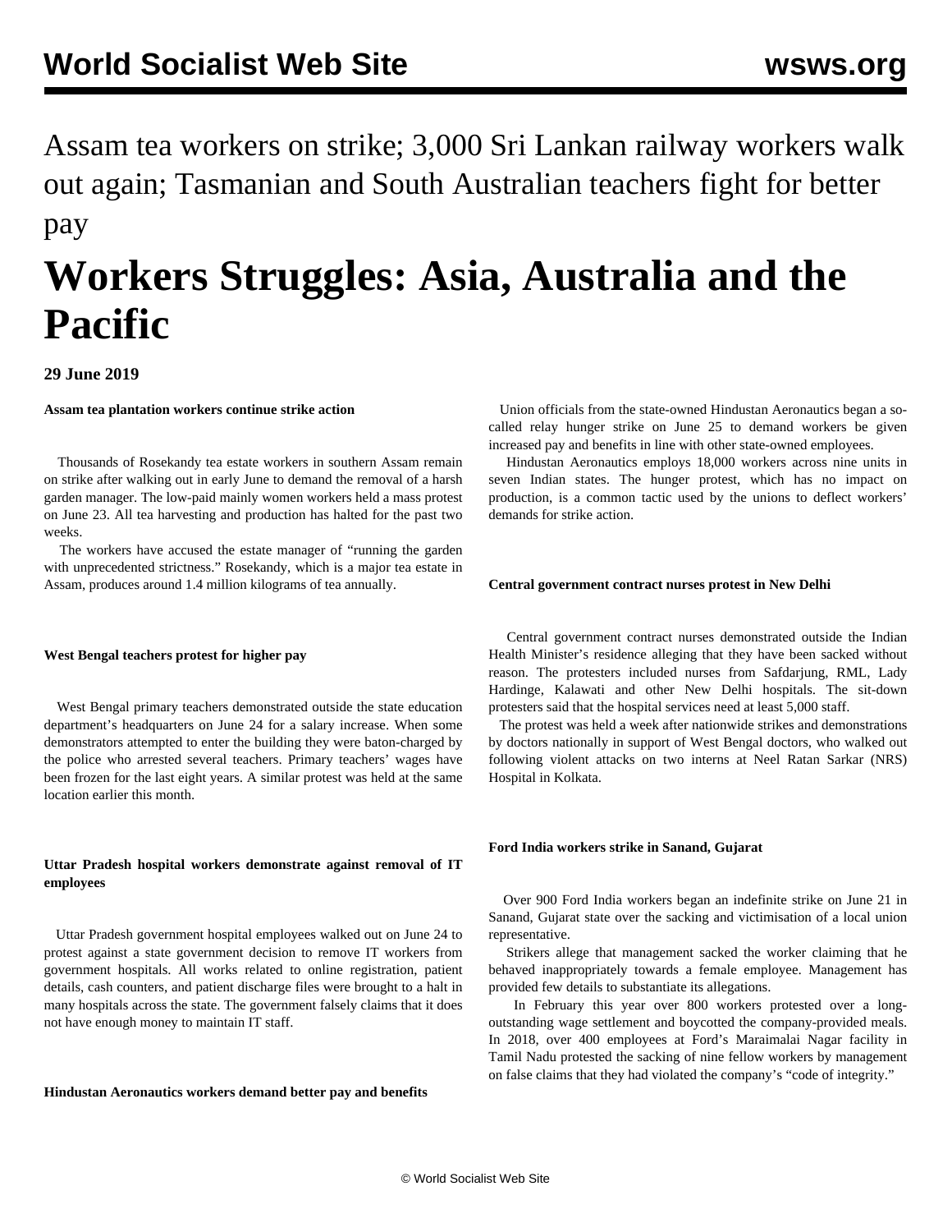Assam tea workers on strike; 3,000 Sri Lankan railway workers walk out again; Tasmanian and South Australian teachers fight for better pay

# Workers Struggles: Asia, Australia and the Pacific

**29 June 2019**

**Assam tea plantation workers continue strike action**

Thousands of Rosekandy tea estate workers in southern Assam remain on strike after walking out in early June to demand the removal of a harsh garden manager. The low-paid mainly women workers held a mass protest on June 23. All tea harvesting and production has halted for the past two weeks.

The workers have accused the estate manager of "running the garden with unprecedented strictness." Rosekandy, which is a major tea estate in Assam, produces around 1.4 million kilograms of tea annually.

**West Bengal teachers protest for higher pay**

West Bengal primary teachers demonstrated outside the state education department's headquarters on June 24 for a salary increase. When some demonstrators attempted to enter the building they were baton-charged by the police who arrested several teachers. Primary teachers' wages have been frozen for the last eight years. A similar protest was held at the same location earlier this month.

**Uttar Pradesh hospital workers demonstrate against removal of IT employees**

Uttar Pradesh government hospital employees walked out on June 24 to protest against a state government decision to remove IT workers from government hospitals. All works related to online registration, patient details, cash counters, and patient discharge files were brought to a halt in many hospitals across the state. The government falsely claims that it does not have enough money to maintain IT staff.

**Hindustan Aeronautics workers demand better pay and benefits**

Union officials from the state-owned Hindustan Aeronautics began a so-called relay hunger strike on June 25 to demand workers be given increased pay and benefits in line with other state-owned employees.

Hindustan Aeronautics employs 18,000 workers across nine units in seven Indian states. The hunger protest, which has no impact on production, is a common tactic used by the unions to deflect workers' demands for strike action.

**Central government contract nurses protest in New Delhi**

Central government contract nurses demonstrated outside the Indian Health Minister's residence alleging that they have been sacked without reason. The protesters included nurses from Safdarjung, RML, Lady Hardinge, Kalawati and other New Delhi hospitals. The sit-down protesters said that the hospital services need at least 5,000 staff.

The protest was held a week after nationwide strikes and demonstrations by doctors nationally in support of West Bengal doctors, who walked out following violent attacks on two interns at Neel Ratan Sarkar (NRS) Hospital in Kolkata.

**Ford India workers strike in Sanand, Gujarat**

Over 900 Ford India workers began an indefinite strike on June 21 in Sanand, Gujarat state over the sacking and victimisation of a local union representative.

Strikers allege that management sacked the worker claiming that he behaved inappropriately towards a female employee. Management has provided few details to substantiate its allegations.

In February this year over 800 workers protested over a long-outstanding wage settlement and boycotted the company-provided meals. In 2018, over 400 employees at Ford's Maraimalai Nagar facility in Tamil Nadu protested the sacking of nine fellow workers by management on false claims that they had violated the company's "code of integrity."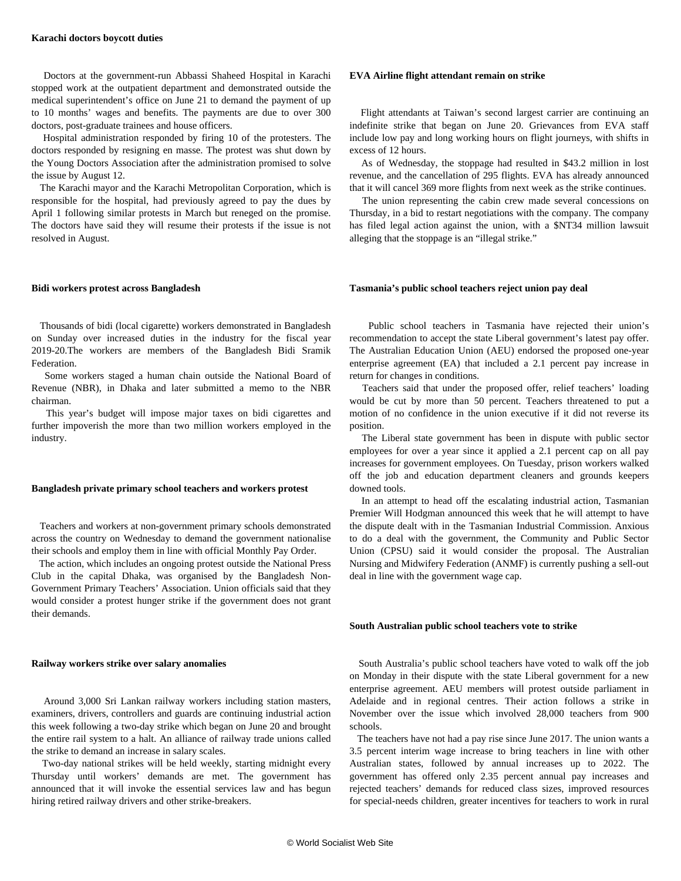### Karachi doctors boycott duties

Doctors at the government-run Abbassi Shaheed Hospital in Karachi stopped work at the outpatient department and demonstrated outside the medical superintendent's office on June 21 to demand the payment of up to 10 months' wages and benefits. The payments are due to over 300 doctors, post-graduate trainees and house officers.

Hospital administration responded by firing 10 of the protesters. The doctors responded by resigning en masse. The protest was shut down by the Young Doctors Association after the administration promised to solve the issue by August 12.

The Karachi mayor and the Karachi Metropolitan Corporation, which is responsible for the hospital, had previously agreed to pay the dues by April 1 following similar protests in March but reneged on the promise. The doctors have said they will resume their protests if the issue is not resolved in August.

### Bidi workers protest across Bangladesh

Thousands of bidi (local cigarette) workers demonstrated in Bangladesh on Sunday over increased duties in the industry for the fiscal year 2019-20.The workers are members of the Bangladesh Bidi Sramik Federation.

Some workers staged a human chain outside the National Board of Revenue (NBR), in Dhaka and later submitted a memo to the NBR chairman.

This year's budget will impose major taxes on bidi cigarettes and further impoverish the more than two million workers employed in the industry.

### Bangladesh private primary school teachers and workers protest

Teachers and workers at non-government primary schools demonstrated across the country on Wednesday to demand the government nationalise their schools and employ them in line with official Monthly Pay Order.

The action, which includes an ongoing protest outside the National Press Club in the capital Dhaka, was organised by the Bangladesh Non-Government Primary Teachers' Association. Union officials said that they would consider a protest hunger strike if the government does not grant their demands.

### Railway workers strike over salary anomalies

Around 3,000 Sri Lankan railway workers including station masters, examiners, drivers, controllers and guards are continuing industrial action this week following a two-day strike which began on June 20 and brought the entire rail system to a halt. An alliance of railway trade unions called the strike to demand an increase in salary scales.

Two-day national strikes will be held weekly, starting midnight every Thursday until workers' demands are met. The government has announced that it will invoke the essential services law and has begun hiring retired railway drivers and other strike-breakers.

### EVA Airline flight attendant remain on strike

Flight attendants at Taiwan's second largest carrier are continuing an indefinite strike that began on June 20. Grievances from EVA staff include low pay and long working hours on flight journeys, with shifts in excess of 12 hours.

As of Wednesday, the stoppage had resulted in $43.2 million in lost revenue, and the cancellation of 295 flights. EVA has already announced that it will cancel 369 more flights from next week as the strike continues.

The union representing the cabin crew made several concessions on Thursday, in a bid to restart negotiations with the company. The company has filed legal action against the union, with a $NT34 million lawsuit alleging that the stoppage is an "illegal strike."

### Tasmania's public school teachers reject union pay deal

Public school teachers in Tasmania have rejected their union's recommendation to accept the state Liberal government's latest pay offer. The Australian Education Union (AEU) endorsed the proposed one-year enterprise agreement (EA) that included a 2.1 percent pay increase in return for changes in conditions.

Teachers said that under the proposed offer, relief teachers' loading would be cut by more than 50 percent. Teachers threatened to put a motion of no confidence in the union executive if it did not reverse its position.

The Liberal state government has been in dispute with public sector employees for over a year since it applied a 2.1 percent cap on all pay increases for government employees. On Tuesday, prison workers walked off the job and education department cleaners and grounds keepers downed tools.

In an attempt to head off the escalating industrial action, Tasmanian Premier Will Hodgman announced this week that he will attempt to have the dispute dealt with in the Tasmanian Industrial Commission. Anxious to do a deal with the government, the Community and Public Sector Union (CPSU) said it would consider the proposal. The Australian Nursing and Midwifery Federation (ANMF) is currently pushing a sell-out deal in line with the government wage cap.

### South Australian public school teachers vote to strike

South Australia's public school teachers have voted to walk off the job on Monday in their dispute with the state Liberal government for a new enterprise agreement. AEU members will protest outside parliament in Adelaide and in regional centres. Their action follows a strike in November over the issue which involved 28,000 teachers from 900 schools.

The teachers have not had a pay rise since June 2017. The union wants a 3.5 percent interim wage increase to bring teachers in line with other Australian states, followed by annual increases up to 2022. The government has offered only 2.35 percent annual pay increases and rejected teachers' demands for reduced class sizes, improved resources for special-needs children, greater incentives for teachers to work in rural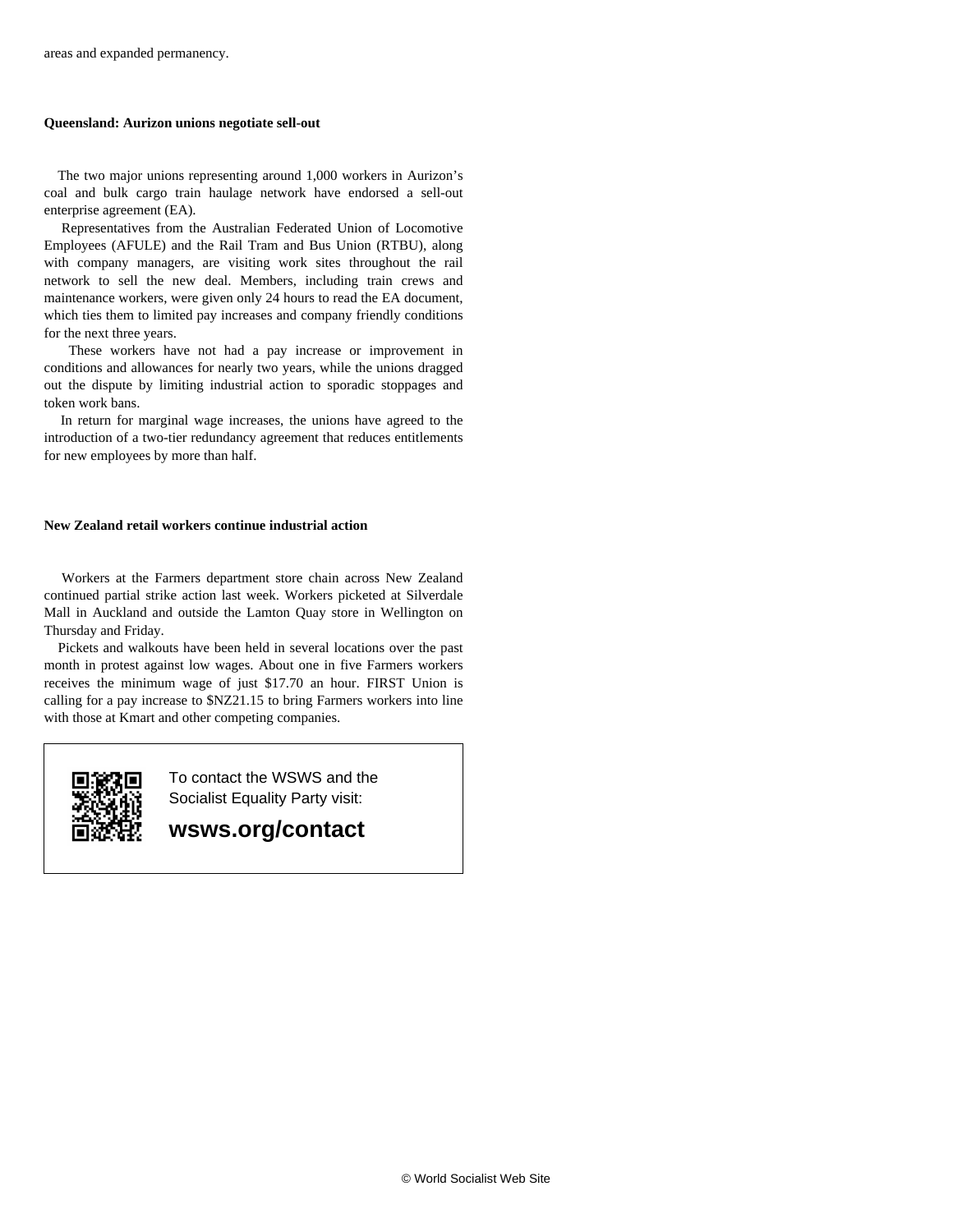areas and expanded permanency.

**Queensland: Aurizon unions negotiate sell-out**

The two major unions representing around 1,000 workers in Aurizon's coal and bulk cargo train haulage network have endorsed a sell-out enterprise agreement (EA).

Representatives from the Australian Federated Union of Locomotive Employees (AFULE) and the Rail Tram and Bus Union (RTBU), along with company managers, are visiting work sites throughout the rail network to sell the new deal. Members, including train crews and maintenance workers, were given only 24 hours to read the EA document, which ties them to limited pay increases and company friendly conditions for the next three years.

These workers have not had a pay increase or improvement in conditions and allowances for nearly two years, while the unions dragged out the dispute by limiting industrial action to sporadic stoppages and token work bans.

In return for marginal wage increases, the unions have agreed to the introduction of a two-tier redundancy agreement that reduces entitlements for new employees by more than half.

**New Zealand retail workers continue industrial action**

Workers at the Farmers department store chain across New Zealand continued partial strike action last week. Workers picketed at Silverdale Mall in Auckland and outside the Lamton Quay store in Wellington on Thursday and Friday.

Pickets and walkouts have been held in several locations over the past month in protest against low wages. About one in five Farmers workers receives the minimum wage of just $17.70 an hour. FIRST Union is calling for a pay increase to $NZ21.15 to bring Farmers workers into line with those at Kmart and other competing companies.

To contact the WSWS and the Socialist Equality Party visit:

**wsws.org/contact**